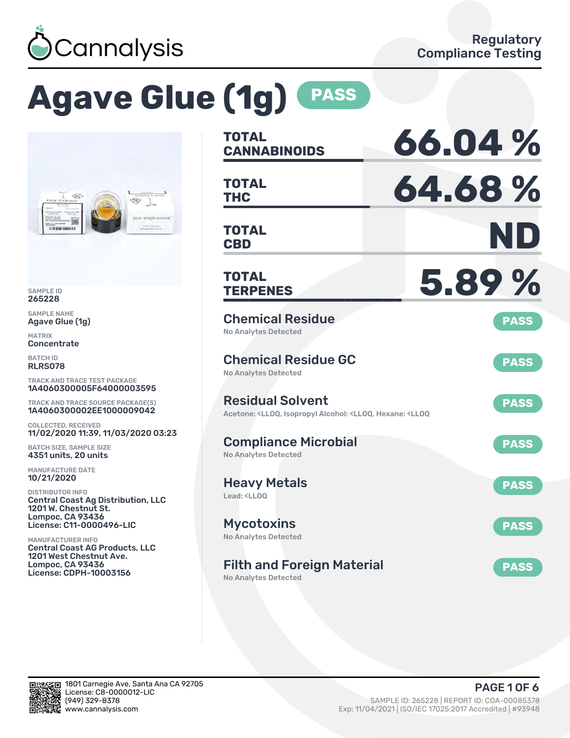Cannalysis

Regulatory Compliance Testing

# Agave Glue (1g) PASS

SAMPLE ID
265228

SAMPLE NAME
Agave Glue (1g)

MATRIX
Concentrate

BATCH ID
RLRS078

TRACK AND TRACE TEST PACKAGE
1A4060300005F64000003595

TRACK AND TRACE SOURCE PACKAGE(S)
1A4060300002EE1000009042

COLLECTED, RECEIVED
11/02/2020 11:39, 11/03/2020 03:23

BATCH SIZE, SAMPLE SIZE
4351 units, 20 units

MANUFACTURE DATE
10/21/2020

DISTRIBUTOR INFO
Central Coast Ag Distribution, LLC
1201 W. Chestnut St.
Lompoc, CA 93436
License: C11-0000496-LIC

MANUFACTURER INFO
Central Coast AG Products, LLC
1201 West Chestnut Ave.
Lompoc, CA 93436
License: CDPH-10003156

| | |
|---|---|
| **TOTAL CANNABINOIDS** | **66.04 %** |
| **TOTAL THC** | **64.68 %** |
| **TOTAL CBD** | **ND** |
| **TOTAL TERPENES** | **5.89 %** |

## Chemical Residue — PASS
No Analytes Detected

## Chemical Residue GC — PASS
No Analytes Detected

## Residual Solvent — PASS
Acetone: <LLOQ, Isopropyl Alcohol: <LLOQ, Hexane: <LLOQ

## Compliance Microbial — PASS
No Analytes Detected

## Heavy Metals — PASS
Lead: <LLOQ

## Mycotoxins — PASS
No Analytes Detected

## Filth and Foreign Material — PASS
No Analytes Detected

1801 Carnegie Ave, Santa Ana CA 92705
License: C8-0000012-LIC
(949) 329-8378
www.cannalysis.com

SAMPLE ID: 265228 | REPORT ID: COA-00085378
Exp: 11/04/2021 | ISO/IEC 17025:2017 Accredited | #93948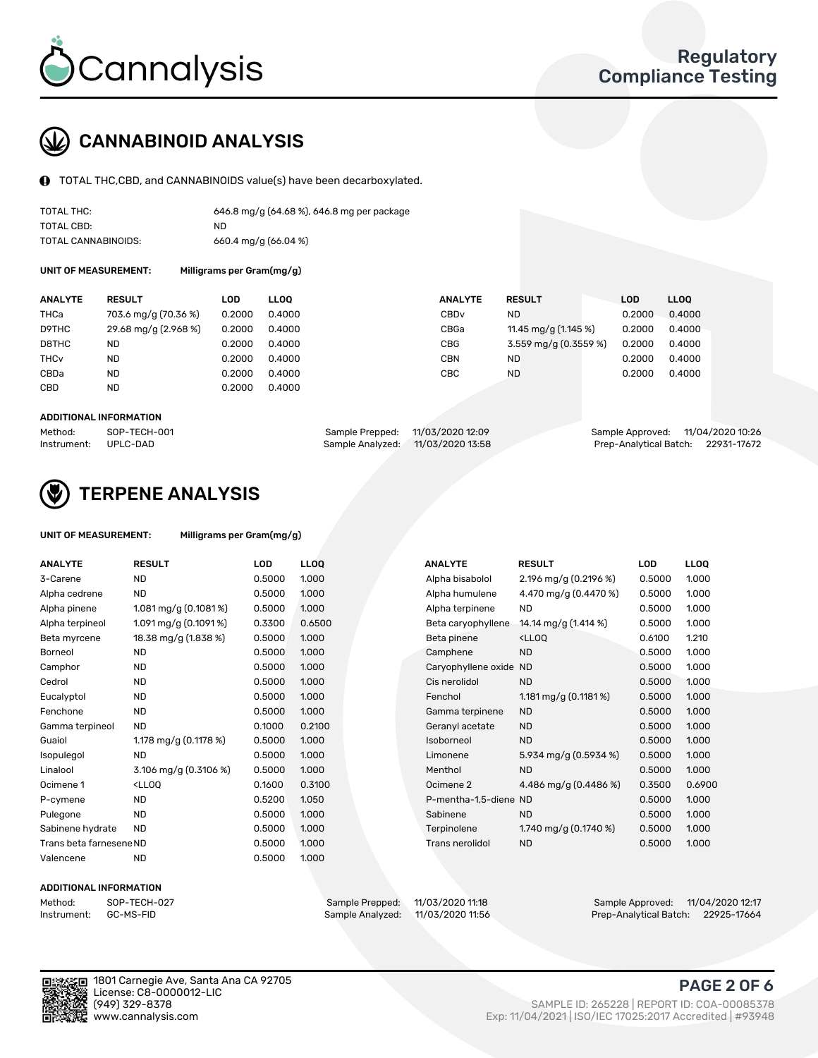# CANNABINOID ANALYSIS

TOTAL THC,CBD, and CANNABINOIDS value(s) have been decarboxylated.

| | |
|---|---|
| TOTAL THC: | 646.8 mg/g (64.68 %), 646.8 mg per package |
| TOTAL CBD: | ND |
| TOTAL CANNABINOIDS: | 660.4 mg/g (66.04 %) |

**UNIT OF MEASUREMENT:** Milligrams per Gram(mg/g)

| ANALYTE | RESULT | LOD | LLOQ | ANALYTE | RESULT | LOD | LLOQ |
|---|---|---|---|---|---|---|---|
| THCa | 703.6 mg/g (70.36 %) | 0.2000 | 0.4000 | CBDv | ND | 0.2000 | 0.4000 |
| D9THC | 29.68 mg/g (2.968 %) | 0.2000 | 0.4000 | CBGa | 11.45 mg/g (1.145 %) | 0.2000 | 0.4000 |
| D8THC | ND | 0.2000 | 0.4000 | CBG | 3.559 mg/g (0.3559 %) | 0.2000 | 0.4000 |
| THCv | ND | 0.2000 | 0.4000 | CBN | ND | 0.2000 | 0.4000 |
| CBDa | ND | 0.2000 | 0.4000 | CBC | ND | 0.2000 | 0.4000 |
| CBD | ND | 0.2000 | 0.4000 | | | | |

**ADDITIONAL INFORMATION**

| | | | | | |
|---|---|---|---|---|---|
| Method: | SOP-TECH-001 | Sample Prepped: | 11/03/2020 12:09 | Sample Approved: | 11/04/2020 10:26 |
| Instrument: | UPLC-DAD | Sample Analyzed: | 11/03/2020 13:58 | Prep-Analytical Batch: | 22931-17672 |

# TERPENE ANALYSIS

**UNIT OF MEASUREMENT:** Milligrams per Gram(mg/g)

| ANALYTE | RESULT | LOD | LLOQ | ANALYTE | RESULT | LOD | LLOQ |
|---|---|---|---|---|---|---|---|
| 3-Carene | ND | 0.5000 | 1.000 | Alpha bisabolol | 2.196 mg/g (0.2196 %) | 0.5000 | 1.000 |
| Alpha cedrene | ND | 0.5000 | 1.000 | Alpha humulene | 4.470 mg/g (0.4470 %) | 0.5000 | 1.000 |
| Alpha pinene | 1.081 mg/g (0.1081 %) | 0.5000 | 1.000 | Alpha terpinene | ND | 0.5000 | 1.000 |
| Alpha terpineol | 1.091 mg/g (0.1091 %) | 0.3300 | 0.6500 | Beta caryophyllene | 14.14 mg/g (1.414 %) | 0.5000 | 1.000 |
| Beta myrcene | 18.38 mg/g (1.838 %) | 0.5000 | 1.000 | Beta pinene | <LLOQ | 0.6100 | 1.210 |
| Borneol | ND | 0.5000 | 1.000 | Camphene | ND | 0.5000 | 1.000 |
| Camphor | ND | 0.5000 | 1.000 | Caryophyllene oxide | ND | 0.5000 | 1.000 |
| Cedrol | ND | 0.5000 | 1.000 | Cis nerolidol | ND | 0.5000 | 1.000 |
| Eucalyptol | ND | 0.5000 | 1.000 | Fenchol | 1.181 mg/g (0.1181 %) | 0.5000 | 1.000 |
| Fenchone | ND | 0.5000 | 1.000 | Gamma terpinene | ND | 0.5000 | 1.000 |
| Gamma terpineol | ND | 0.1000 | 0.2100 | Geranyl acetate | ND | 0.5000 | 1.000 |
| Guaiol | 1.178 mg/g (0.1178 %) | 0.5000 | 1.000 | Isoborneol | ND | 0.5000 | 1.000 |
| Isopulegol | ND | 0.5000 | 1.000 | Limonene | 5.934 mg/g (0.5934 %) | 0.5000 | 1.000 |
| Linalool | 3.106 mg/g (0.3106 %) | 0.5000 | 1.000 | Menthol | ND | 0.5000 | 1.000 |
| Ocimene 1 | <LLOQ | 0.1600 | 0.3100 | Ocimene 2 | 4.486 mg/g (0.4486 %) | 0.3500 | 0.6900 |
| P-cymene | ND | 0.5200 | 1.050 | P-mentha-1,5-diene | ND | 0.5000 | 1.000 |
| Pulegone | ND | 0.5000 | 1.000 | Sabinene | ND | 0.5000 | 1.000 |
| Sabinene hydrate | ND | 0.5000 | 1.000 | Terpinolene | 1.740 mg/g (0.1740 %) | 0.5000 | 1.000 |
| Trans beta farnesene | ND | 0.5000 | 1.000 | Trans nerolidol | ND | 0.5000 | 1.000 |
| Valencene | ND | 0.5000 | 1.000 | | | | |

**ADDITIONAL INFORMATION**

| | | | | | |
|---|---|---|---|---|---|
| Method: | SOP-TECH-027 | Sample Prepped: | 11/03/2020 11:18 | Sample Approved: | 11/04/2020 12:17 |
| Instrument: | GC-MS-FID | Sample Analyzed: | 11/03/2020 11:56 | Prep-Analytical Batch: | 22925-17664 |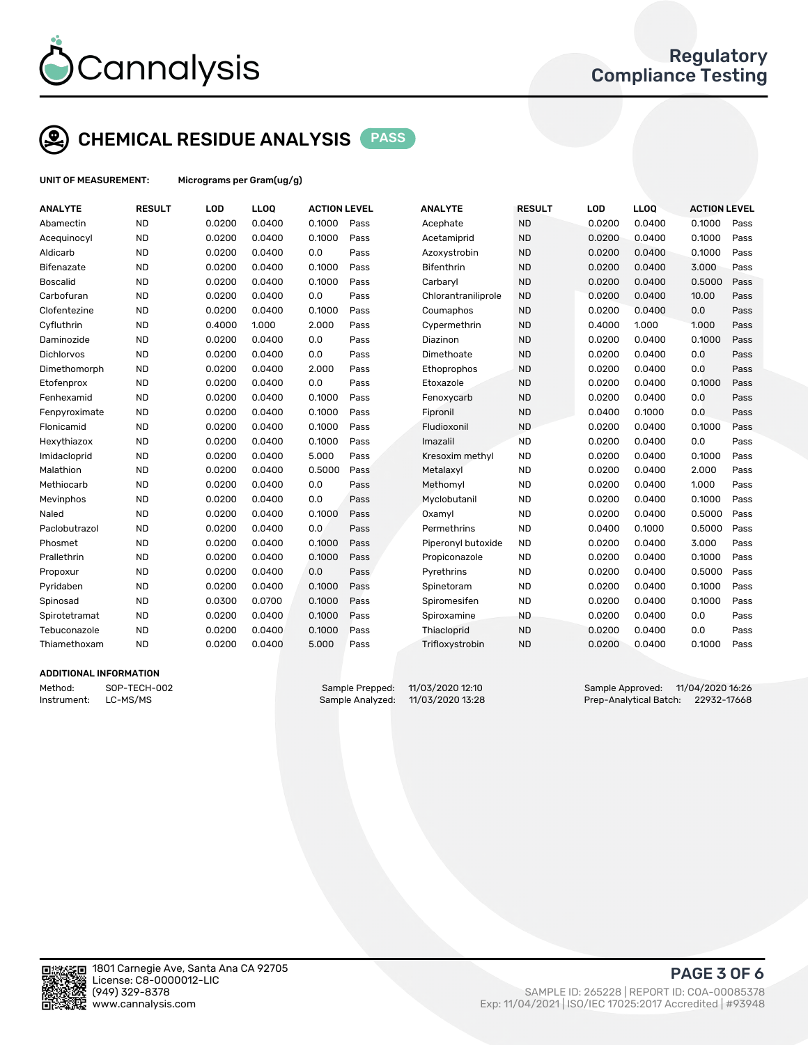# Cannalysis

## Regulatory Compliance Testing

## CHEMICAL RESIDUE ANALYSIS PASS

**UNIT OF MEASUREMENT:** Micrograms per Gram(ug/g)

| ANALYTE | RESULT | LOD | LLOQ | ACTION LEVEL | | ANALYTE | RESULT | LOD | LLOQ | ACTION LEVEL | |
|---|---|---|---|---|---|---|---|---|---|---|---|
| Abamectin | ND | 0.0200 | 0.0400 | 0.1000 | Pass | Acephate | ND | 0.0200 | 0.0400 | 0.1000 | Pass |
| Acequinocyl | ND | 0.0200 | 0.0400 | 0.1000 | Pass | Acetamiprid | ND | 0.0200 | 0.0400 | 0.1000 | Pass |
| Aldicarb | ND | 0.0200 | 0.0400 | 0.0 | Pass | Azoxystrobin | ND | 0.0200 | 0.0400 | 0.1000 | Pass |
| Bifenazate | ND | 0.0200 | 0.0400 | 0.1000 | Pass | Bifenthrin | ND | 0.0200 | 0.0400 | 3.000 | Pass |
| Boscalid | ND | 0.0200 | 0.0400 | 0.1000 | Pass | Carbaryl | ND | 0.0200 | 0.0400 | 0.5000 | Pass |
| Carbofuran | ND | 0.0200 | 0.0400 | 0.0 | Pass | Chlorantraniliprole | ND | 0.0200 | 0.0400 | 10.00 | Pass |
| Clofentezine | ND | 0.0200 | 0.0400 | 0.1000 | Pass | Coumaphos | ND | 0.0200 | 0.0400 | 0.0 | Pass |
| Cyfluthrin | ND | 0.4000 | 1.000 | 2.000 | Pass | Cypermethrin | ND | 0.4000 | 1.000 | 1.000 | Pass |
| Daminozide | ND | 0.0200 | 0.0400 | 0.0 | Pass | Diazinon | ND | 0.0200 | 0.0400 | 0.1000 | Pass |
| Dichlorvos | ND | 0.0200 | 0.0400 | 0.0 | Pass | Dimethoate | ND | 0.0200 | 0.0400 | 0.0 | Pass |
| Dimethomorph | ND | 0.0200 | 0.0400 | 2.000 | Pass | Ethoprophos | ND | 0.0200 | 0.0400 | 0.0 | Pass |
| Etofenprox | ND | 0.0200 | 0.0400 | 0.0 | Pass | Etoxazole | ND | 0.0200 | 0.0400 | 0.1000 | Pass |
| Fenhexamid | ND | 0.0200 | 0.0400 | 0.1000 | Pass | Fenoxycarb | ND | 0.0200 | 0.0400 | 0.0 | Pass |
| Fenpyroximate | ND | 0.0200 | 0.0400 | 0.1000 | Pass | Fipronil | ND | 0.0400 | 0.1000 | 0.0 | Pass |
| Flonicamid | ND | 0.0200 | 0.0400 | 0.1000 | Pass | Fludioxonil | ND | 0.0200 | 0.0400 | 0.1000 | Pass |
| Hexythiazox | ND | 0.0200 | 0.0400 | 0.1000 | Pass | Imazalil | ND | 0.0200 | 0.0400 | 0.0 | Pass |
| Imidacloprid | ND | 0.0200 | 0.0400 | 5.000 | Pass | Kresoxim methyl | ND | 0.0200 | 0.0400 | 0.1000 | Pass |
| Malathion | ND | 0.0200 | 0.0400 | 0.5000 | Pass | Metalaxyl | ND | 0.0200 | 0.0400 | 2.000 | Pass |
| Methiocarb | ND | 0.0200 | 0.0400 | 0.0 | Pass | Methomyl | ND | 0.0200 | 0.0400 | 1.000 | Pass |
| Mevinphos | ND | 0.0200 | 0.0400 | 0.0 | Pass | Myclobutanil | ND | 0.0200 | 0.0400 | 0.1000 | Pass |
| Naled | ND | 0.0200 | 0.0400 | 0.1000 | Pass | Oxamyl | ND | 0.0200 | 0.0400 | 0.5000 | Pass |
| Paclobutrazol | ND | 0.0200 | 0.0400 | 0.0 | Pass | Permethrins | ND | 0.0400 | 0.1000 | 0.5000 | Pass |
| Phosmet | ND | 0.0200 | 0.0400 | 0.1000 | Pass | Piperonyl butoxide | ND | 0.0200 | 0.0400 | 3.000 | Pass |
| Prallethrin | ND | 0.0200 | 0.0400 | 0.1000 | Pass | Propiconazole | ND | 0.0200 | 0.0400 | 0.1000 | Pass |
| Propoxur | ND | 0.0200 | 0.0400 | 0.0 | Pass | Pyrethrins | ND | 0.0200 | 0.0400 | 0.5000 | Pass |
| Pyridaben | ND | 0.0200 | 0.0400 | 0.1000 | Pass | Spinetoram | ND | 0.0200 | 0.0400 | 0.1000 | Pass |
| Spinosad | ND | 0.0300 | 0.0700 | 0.1000 | Pass | Spiromesifen | ND | 0.0200 | 0.0400 | 0.1000 | Pass |
| Spirotetramat | ND | 0.0200 | 0.0400 | 0.1000 | Pass | Spiroxamine | ND | 0.0200 | 0.0400 | 0.0 | Pass |
| Tebuconazole | ND | 0.0200 | 0.0400 | 0.1000 | Pass | Thiacloprid | ND | 0.0200 | 0.0400 | 0.0 | Pass |
| Thiamethoxam | ND | 0.0200 | 0.0400 | 5.000 | Pass | Trifloxystrobin | ND | 0.0200 | 0.0400 | 0.1000 | Pass |

### ADDITIONAL INFORMATION

Method: SOP-TECH-002
Instrument: LC-MS/MS

Sample Prepped: 11/03/2020 12:10
Sample Analyzed: 11/03/2020 13:28

Sample Approved: 11/04/2020 16:26
Prep-Analytical Batch: 22932-17668

1801 Carnegie Ave, Santa Ana CA 92705
License: C8-0000012-LIC
(949) 329-8378
www.cannalysis.com

SAMPLE ID: 265228 | REPORT ID: COA-00085378
Exp: 11/04/2021 | ISO/IEC 17025:2017 Accredited | #93948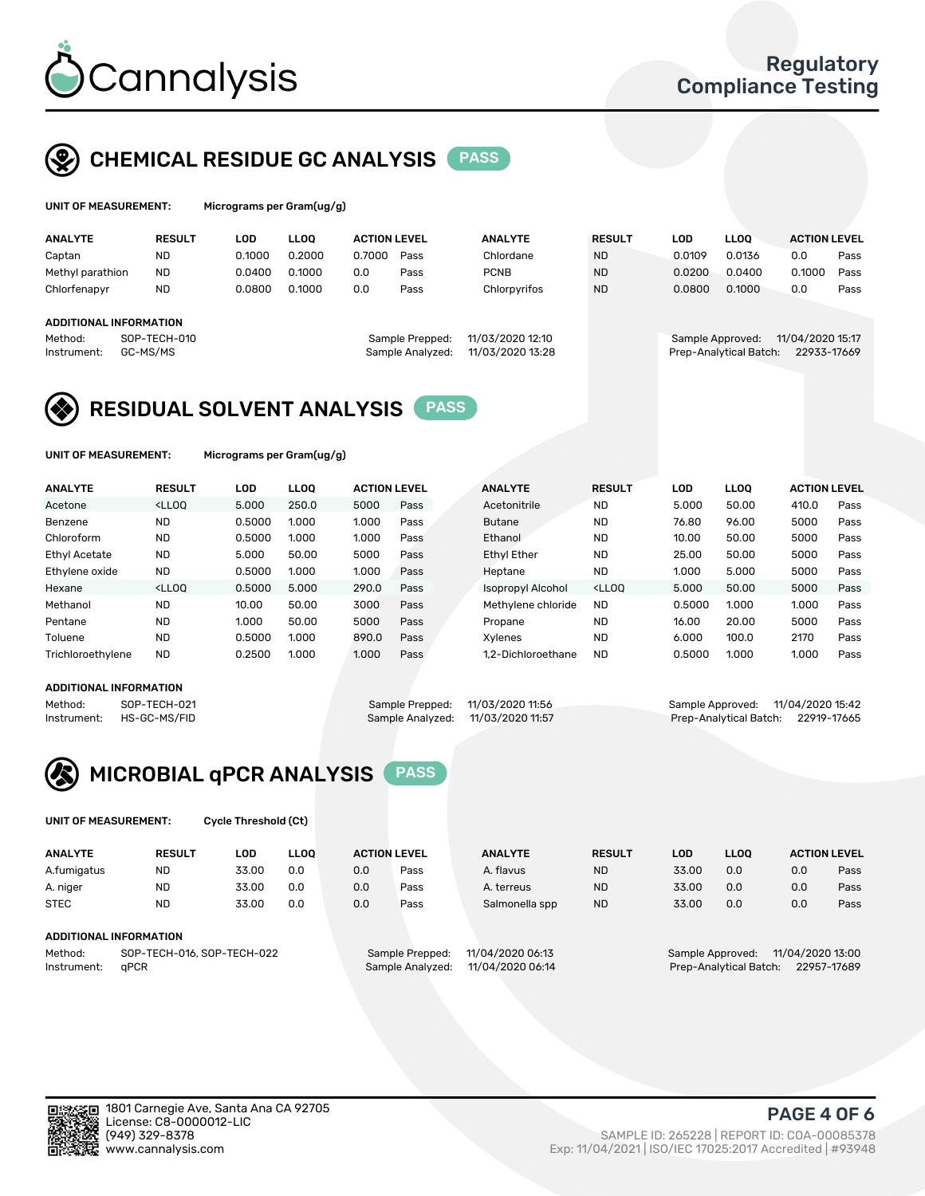# Cannalysis

Regulatory Compliance Testing

## CHEMICAL RESIDUE GC ANALYSIS PASS

**UNIT OF MEASUREMENT:** Micrograms per Gram(ug/g)

| ANALYTE | RESULT | LOD | LLOQ | ACTION LEVEL | | ANALYTE | RESULT | LOD | LLOQ | ACTION LEVEL | |
|---|---|---|---|---|---|---|---|---|---|---|---|
| Captan | ND | 0.1000 | 0.2000 | 0.7000 | Pass | Chlordane | ND | 0.0109 | 0.0136 | 0.0 | Pass |
| Methyl parathion | ND | 0.0400 | 0.1000 | 0.0 | Pass | PCNB | ND | 0.0200 | 0.0400 | 0.1000 | Pass |
| Chlorfenapyr | ND | 0.0800 | 0.1000 | 0.0 | Pass | Chlorpyrifos | ND | 0.0800 | 0.1000 | 0.0 | Pass |

**ADDITIONAL INFORMATION**

Method: SOP-TECH-010
Instrument: GC-MS/MS
Sample Prepped: 11/03/2020 12:10
Sample Analyzed: 11/03/2020 13:28
Sample Approved: 11/04/2020 15:17
Prep-Analytical Batch: 22933-17669

## RESIDUAL SOLVENT ANALYSIS PASS

**UNIT OF MEASUREMENT:** Micrograms per Gram(ug/g)

| ANALYTE | RESULT | LOD | LLOQ | ACTION LEVEL | | ANALYTE | RESULT | LOD | LLOQ | ACTION LEVEL | |
|---|---|---|---|---|---|---|---|---|---|---|---|
| Acetone | <LLOQ | 5.000 | 250.0 | 5000 | Pass | Acetonitrile | ND | 5.000 | 50.00 | 410.0 | Pass |
| Benzene | ND | 0.5000 | 1.000 | 1.000 | Pass | Butane | ND | 76.80 | 96.00 | 5000 | Pass |
| Chloroform | ND | 0.5000 | 1.000 | 1.000 | Pass | Ethanol | ND | 10.00 | 50.00 | 5000 | Pass |
| Ethyl Acetate | ND | 5.000 | 50.00 | 5000 | Pass | Ethyl Ether | ND | 25.00 | 50.00 | 5000 | Pass |
| Ethylene oxide | ND | 0.5000 | 1.000 | 1.000 | Pass | Heptane | ND | 1.000 | 5.000 | 5000 | Pass |
| Hexane | <LLOQ | 0.5000 | 5.000 | 290.0 | Pass | Isopropyl Alcohol | <LLOQ | 5.000 | 50.00 | 5000 | Pass |
| Methanol | ND | 10.00 | 50.00 | 3000 | Pass | Methylene chloride | ND | 0.5000 | 1.000 | 1.000 | Pass |
| Pentane | ND | 1.000 | 50.00 | 5000 | Pass | Propane | ND | 16.00 | 20.00 | 5000 | Pass |
| Toluene | ND | 0.5000 | 1.000 | 890.0 | Pass | Xylenes | ND | 6.000 | 100.0 | 2170 | Pass |
| Trichloroethylene | ND | 0.2500 | 1.000 | 1.000 | Pass | 1,2-Dichloroethane | ND | 0.5000 | 1.000 | 1.000 | Pass |

**ADDITIONAL INFORMATION**

Method: SOP-TECH-021
Instrument: HS-GC-MS/FID
Sample Prepped: 11/03/2020 11:56
Sample Analyzed: 11/03/2020 11:57
Sample Approved: 11/04/2020 15:42
Prep-Analytical Batch: 22919-17665

## MICROBIAL qPCR ANALYSIS PASS

**UNIT OF MEASUREMENT:** Cycle Threshold (Ct)

| ANALYTE | RESULT | LOD | LLOQ | ACTION LEVEL | | ANALYTE | RESULT | LOD | LLOQ | ACTION LEVEL | |
|---|---|---|---|---|---|---|---|---|---|---|---|
| A.fumigatus | ND | 33.00 | 0.0 | 0.0 | Pass | A. flavus | ND | 33.00 | 0.0 | 0.0 | Pass |
| A. niger | ND | 33.00 | 0.0 | 0.0 | Pass | A. terreus | ND | 33.00 | 0.0 | 0.0 | Pass |
| STEC | ND | 33.00 | 0.0 | 0.0 | Pass | Salmonella spp | ND | 33.00 | 0.0 | 0.0 | Pass |

**ADDITIONAL INFORMATION**

Method: SOP-TECH-016, SOP-TECH-022
Instrument: qPCR
Sample Prepped: 11/04/2020 06:13
Sample Analyzed: 11/04/2020 06:14
Sample Approved: 11/04/2020 13:00
Prep-Analytical Batch: 22957-17689

1801 Carnegie Ave, Santa Ana CA 92705
License: C8-0000012-LIC
(949) 329-8378
www.cannalysis.com

SAMPLE ID: 265228 | REPORT ID: COA-00085378
Exp: 11/04/2021 | ISO/IEC 17025:2017 Accredited | #93948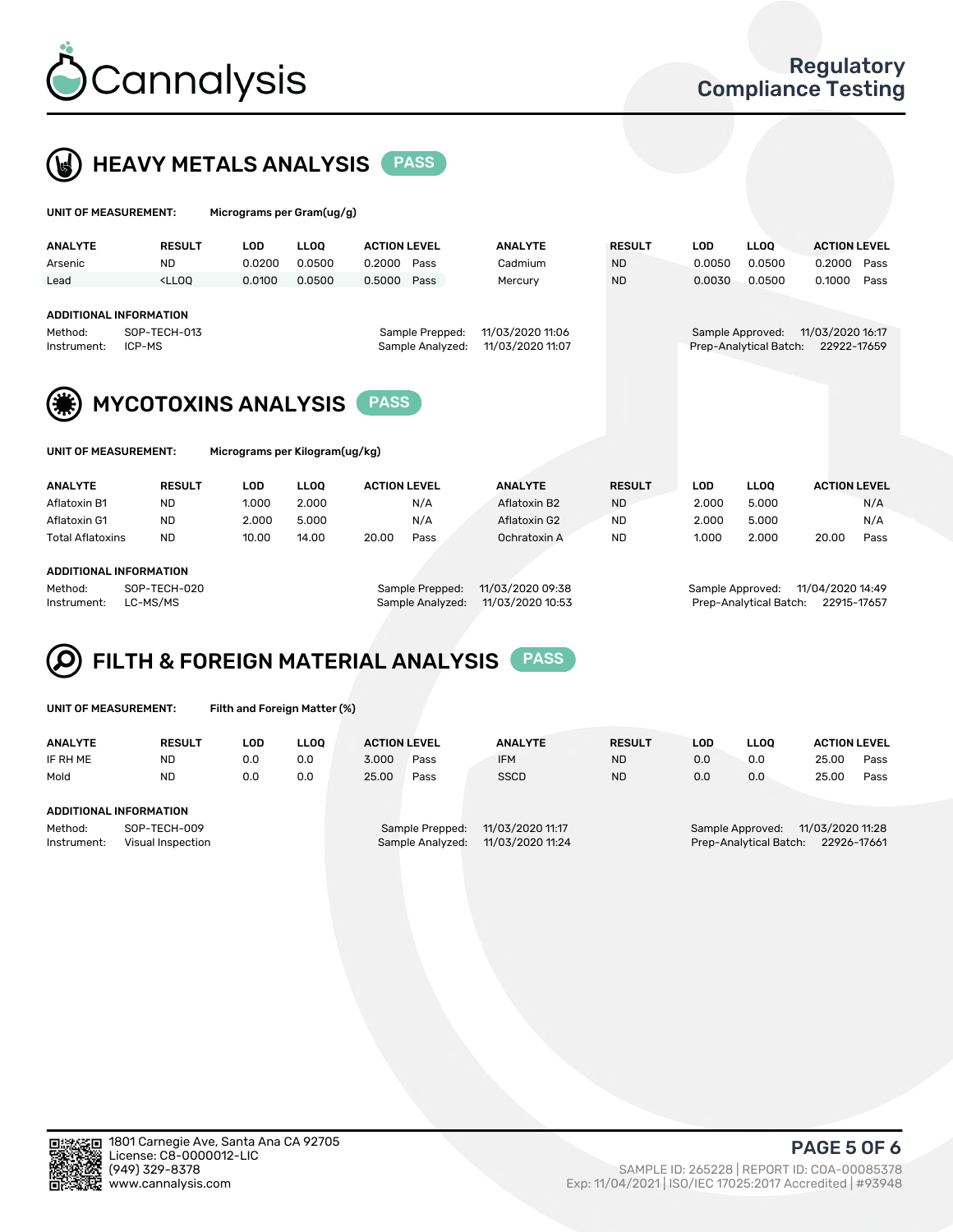# Cannalysis

**Regulatory Compliance Testing**

## HEAVY METALS ANALYSIS PASS

**UNIT OF MEASUREMENT:** Micrograms per Gram(ug/g)

| ANALYTE | RESULT | LOD | LLOQ | ACTION LEVEL | | ANALYTE | RESULT | LOD | LLOQ | ACTION LEVEL | |
|---|---|---|---|---|---|---|---|---|---|---|---|
| Arsenic | ND | 0.0200 | 0.0500 | 0.2000 | Pass | Cadmium | ND | 0.0050 | 0.0500 | 0.2000 | Pass |
| Lead | <LLOQ | 0.0100 | 0.0500 | 0.5000 | Pass | Mercury | ND | 0.0030 | 0.0500 | 0.1000 | Pass |

**ADDITIONAL INFORMATION**

Method: SOP-TECH-013
Instrument: ICP-MS
Sample Prepped: 11/03/2020 11:06
Sample Analyzed: 11/03/2020 11:07
Sample Approved: 11/03/2020 16:17
Prep-Analytical Batch: 22922-17659

## MYCOTOXINS ANALYSIS PASS

**UNIT OF MEASUREMENT:** Micrograms per Kilogram(ug/kg)

| ANALYTE | RESULT | LOD | LLOQ | ACTION LEVEL | | ANALYTE | RESULT | LOD | LLOQ | ACTION LEVEL | |
|---|---|---|---|---|---|---|---|---|---|---|---|
| Aflatoxin B1 | ND | 1.000 | 2.000 | | N/A | Aflatoxin B2 | ND | 2.000 | 5.000 | | N/A |
| Aflatoxin G1 | ND | 2.000 | 5.000 | | N/A | Aflatoxin G2 | ND | 2.000 | 5.000 | | N/A |
| Total Aflatoxins | ND | 10.00 | 14.00 | 20.00 | Pass | Ochratoxin A | ND | 1.000 | 2.000 | 20.00 | Pass |

**ADDITIONAL INFORMATION**

Method: SOP-TECH-020
Instrument: LC-MS/MS
Sample Prepped: 11/03/2020 09:38
Sample Analyzed: 11/03/2020 10:53
Sample Approved: 11/04/2020 14:49
Prep-Analytical Batch: 22915-17657

## FILTH & FOREIGN MATERIAL ANALYSIS PASS

**UNIT OF MEASUREMENT:** Filth and Foreign Matter (%)

| ANALYTE | RESULT | LOD | LLOQ | ACTION LEVEL | | ANALYTE | RESULT | LOD | LLOQ | ACTION LEVEL | |
|---|---|---|---|---|---|---|---|---|---|---|---|
| IF RH ME | ND | 0.0 | 0.0 | 3.000 | Pass | IFM | ND | 0.0 | 0.0 | 25.00 | Pass |
| Mold | ND | 0.0 | 0.0 | 25.00 | Pass | SSCD | ND | 0.0 | 0.0 | 25.00 | Pass |

**ADDITIONAL INFORMATION**

Method: SOP-TECH-009
Instrument: Visual Inspection
Sample Prepped: 11/03/2020 11:17
Sample Analyzed: 11/03/2020 11:24
Sample Approved: 11/03/2020 11:28
Prep-Analytical Batch: 22926-17661

1801 Carnegie Ave, Santa Ana CA 92705
License: C8-0000012-LIC
(949) 329-8378
www.cannalysis.com

SAMPLE ID: 265228 | REPORT ID: COA-00085378
Exp: 11/04/2021 | ISO/IEC 17025:2017 Accredited | #93948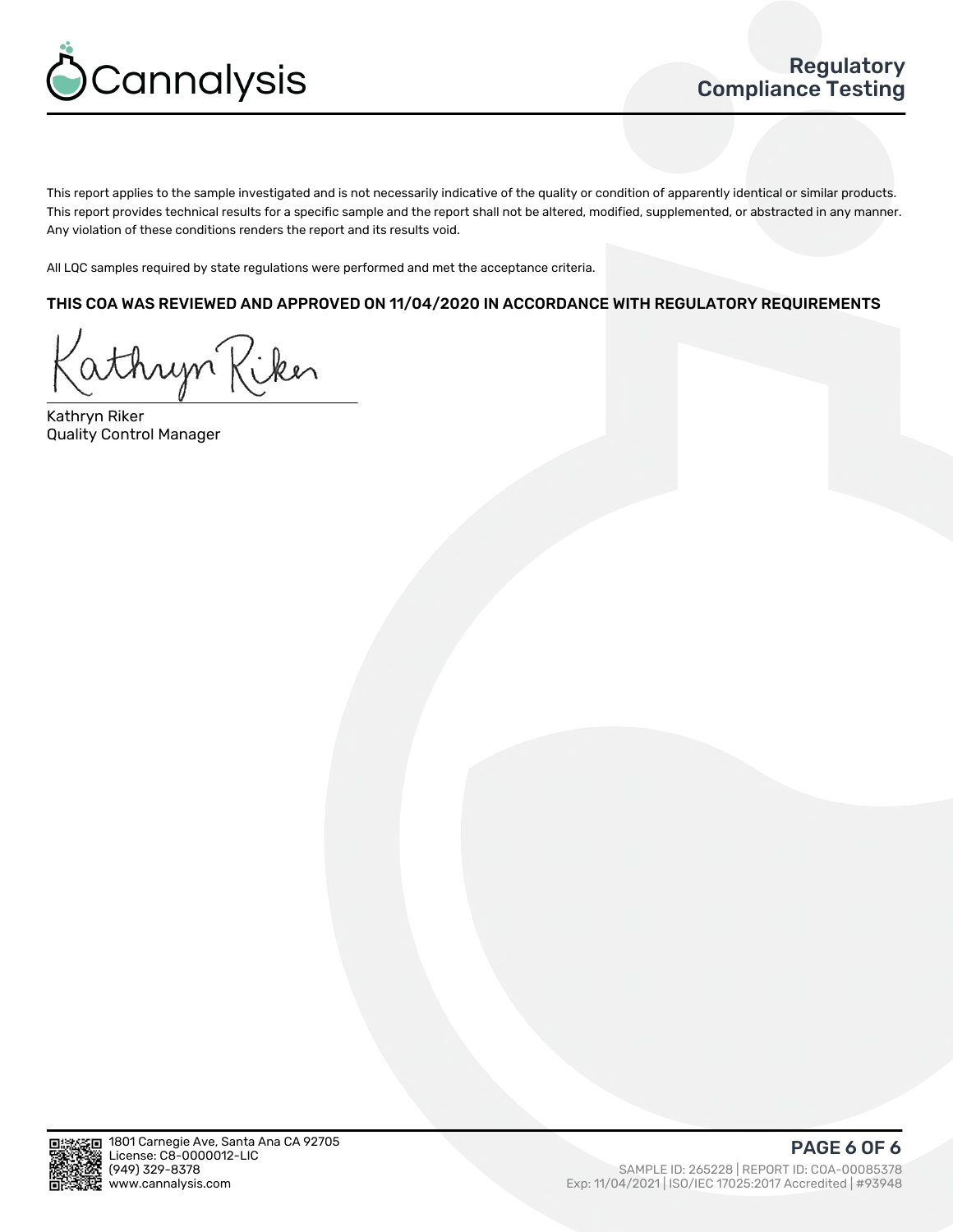This report applies to the sample investigated and is not necessarily indicative of the quality or condition of apparently identical or similar products. This report provides technical results for a specific sample and the report shall not be altered, modified, supplemented, or abstracted in any manner. Any violation of these conditions renders the report and its results void.

All LQC samples required by state regulations were performed and met the acceptance criteria.

**THIS COA WAS REVIEWED AND APPROVED ON 11/04/2020 IN ACCORDANCE WITH REGULATORY REQUIREMENTS**

Kathryn Riker
Quality Control Manager